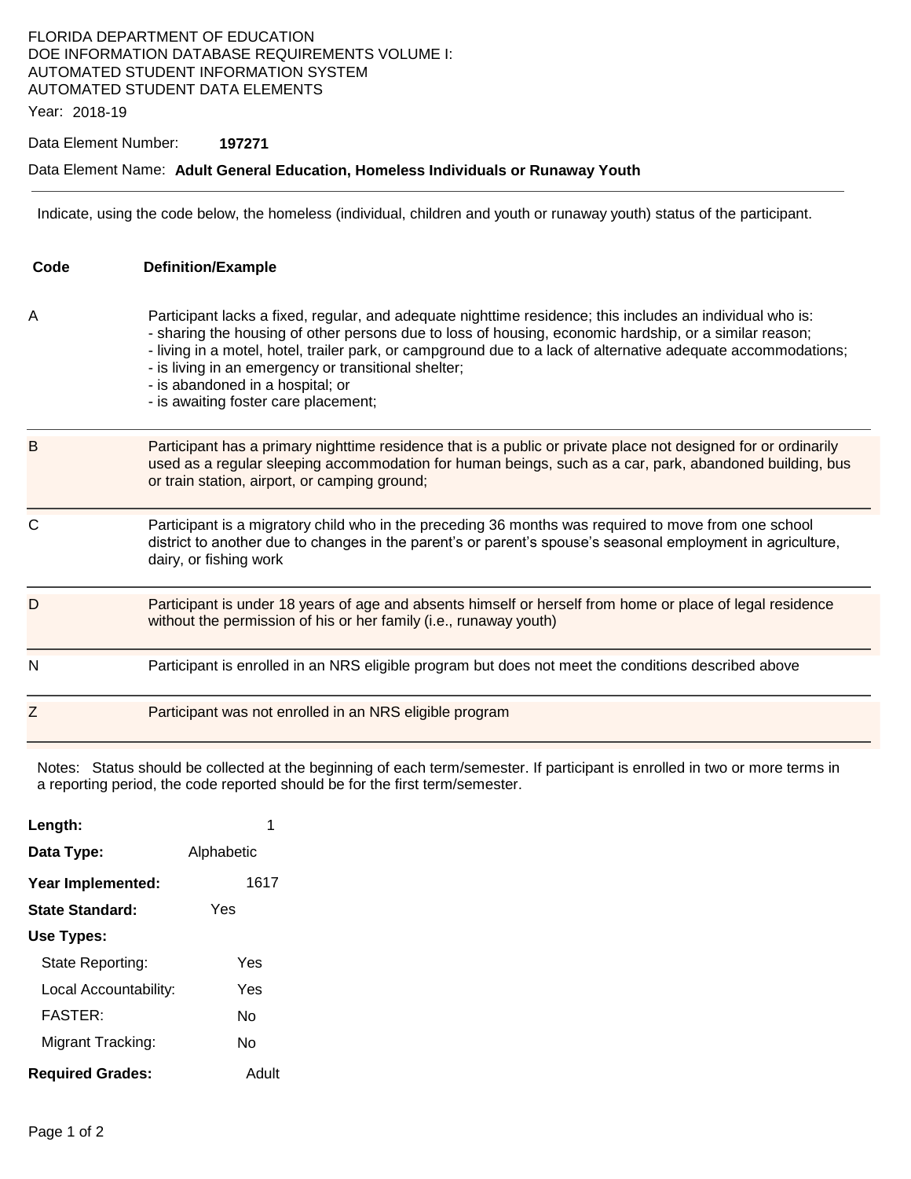FLORIDA DEPARTMENT OF EDUCATION
DOE INFORMATION DATABASE REQUIREMENTS VOLUME I:
AUTOMATED STUDENT INFORMATION SYSTEM
AUTOMATED STUDENT DATA ELEMENTS

Year: 2018-19

Data Element Number: **197271**

Data Element Name: **Adult General Education, Homeless Individuals or Runaway Youth**

---

Indicate, using the code below, the homeless (individual, children and youth or runaway youth) status of the participant.

| Code | Definition/Example |
| --- | --- |
| A | Participant lacks a fixed, regular, and adequate nighttime residence; this includes an individual who is:<br>- sharing the housing of other persons due to loss of housing, economic hardship, or a similar reason;<br>- living in a motel, hotel, trailer park, or campground due to a lack of alternative adequate accommodations;<br>- is living in an emergency or transitional shelter;<br>- is abandoned in a hospital; or<br>- is awaiting foster care placement; |
| B | Participant has a primary nighttime residence that is a public or private place not designed for or ordinarily used as a regular sleeping accommodation for human beings, such as a car, park, abandoned building, bus or train station, airport, or camping ground; |
| C | Participant is a migratory child who in the preceding 36 months was required to move from one school district to another due to changes in the parent's or parent's spouse's seasonal employment in agriculture, dairy, or fishing work |
| D | Participant is under 18 years of age and absents himself or herself from home or place of legal residence without the permission of his or her family (i.e., runaway youth) |
| N | Participant is enrolled in an NRS eligible program but does not meet the conditions described above |
| Z | Participant was not enrolled in an NRS eligible program |

Notes: Status should be collected at the beginning of each term/semester. If participant is enrolled in two or more terms in a reporting period, the code reported should be for the first term/semester.

**Length:** 1

**Data Type:** Alphabetic

**Year Implemented:** 1617

**State Standard:** Yes

**Use Types:**

- State Reporting: Yes
- Local Accountability: Yes
- FASTER: No
- Migrant Tracking: No

**Required Grades:** Adult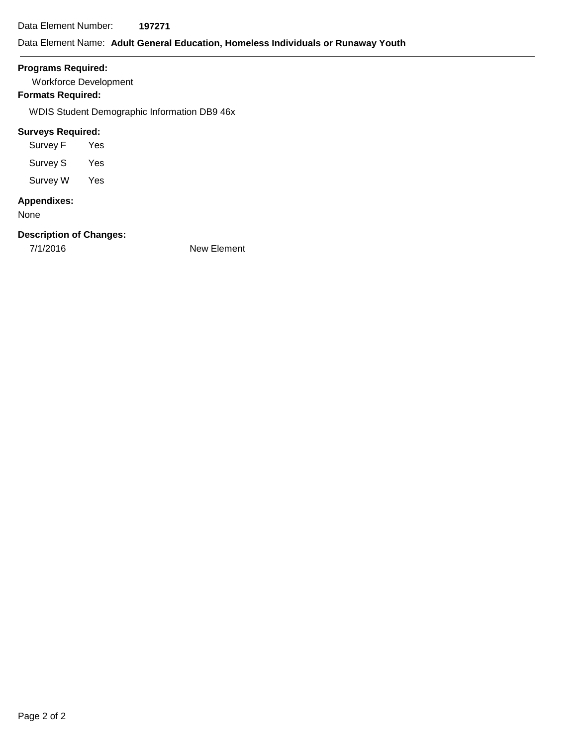Data Element Number: **197271**

Data Element Name: **Adult General Education, Homeless Individuals or Runaway Youth**

---

**Programs Required:**

Workforce Development

**Formats Required:**

WDIS Student Demographic Information DB9 46x

**Surveys Required:**

| | |
|---|---|
| Survey F | Yes |
| Survey S | Yes |
| Survey W | Yes |

**Appendixes:**

None

**Description of Changes:**

| | |
|---|---|
| 7/1/2016 | New Element |